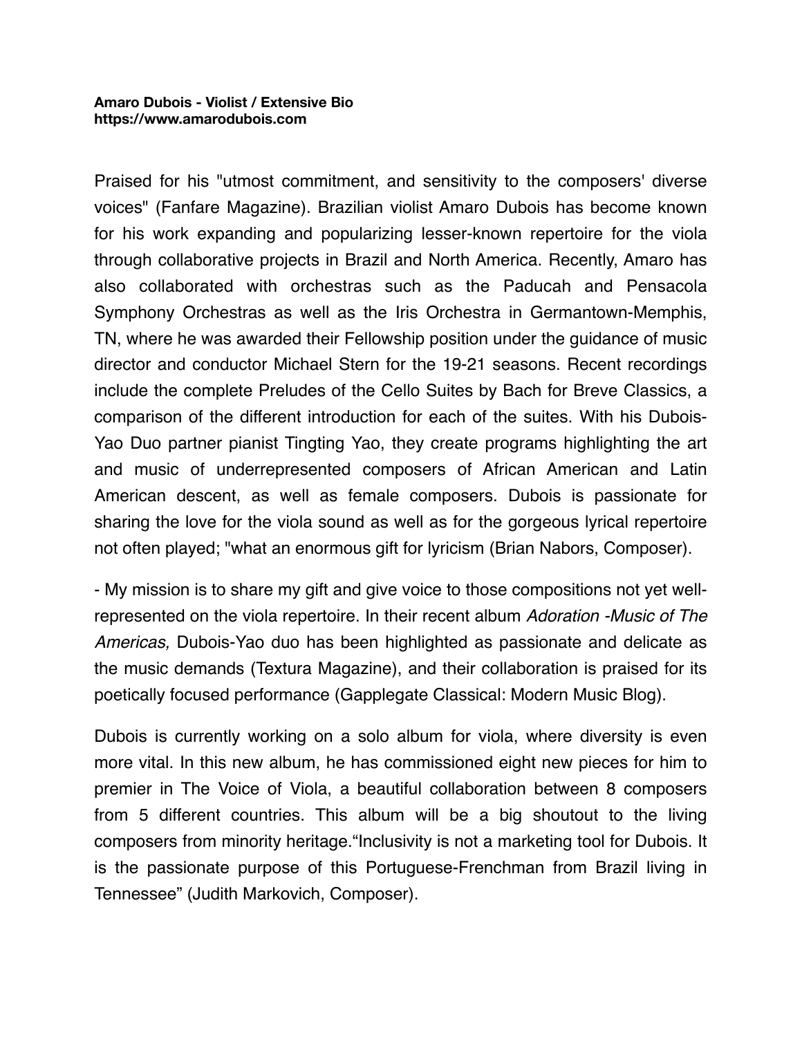**Amaro Dubois - Violist / Extensive Bio**
**https://www.amarodubois.com**

Praised for his "utmost commitment, and sensitivity to the composers' diverse voices" (Fanfare Magazine). Brazilian violist Amaro Dubois has become known for his work expanding and popularizing lesser-known repertoire for the viola through collaborative projects in Brazil and North America. Recently, Amaro has also collaborated with orchestras such as the Paducah and Pensacola Symphony Orchestras as well as the Iris Orchestra in Germantown-Memphis, TN, where he was awarded their Fellowship position under the guidance of music director and conductor Michael Stern for the 19-21 seasons. Recent recordings include the complete Preludes of the Cello Suites by Bach for Breve Classics, a comparison of the different introduction for each of the suites. With his Dubois-Yao Duo partner pianist Tingting Yao, they create programs highlighting the art and music of underrepresented composers of African American and Latin American descent, as well as female composers. Dubois is passionate for sharing the love for the viola sound as well as for the gorgeous lyrical repertoire not often played; "what an enormous gift for lyricism (Brian Nabors, Composer).

- My mission is to share my gift and give voice to those compositions not yet well-represented on the viola repertoire. In their recent album *Adoration -Music of The Americas,* Dubois-Yao duo has been highlighted as passionate and delicate as the music demands (Textura Magazine), and their collaboration is praised for its poetically focused performance (Gapplegate Classical: Modern Music Blog).

Dubois is currently working on a solo album for viola, where diversity is even more vital. In this new album, he has commissioned eight new pieces for him to premier in The Voice of Viola, a beautiful collaboration between 8 composers from 5 different countries. This album will be a big shoutout to the living composers from minority heritage."Inclusivity is not a marketing tool for Dubois. It is the passionate purpose of this Portuguese-Frenchman from Brazil living in Tennessee" (Judith Markovich, Composer).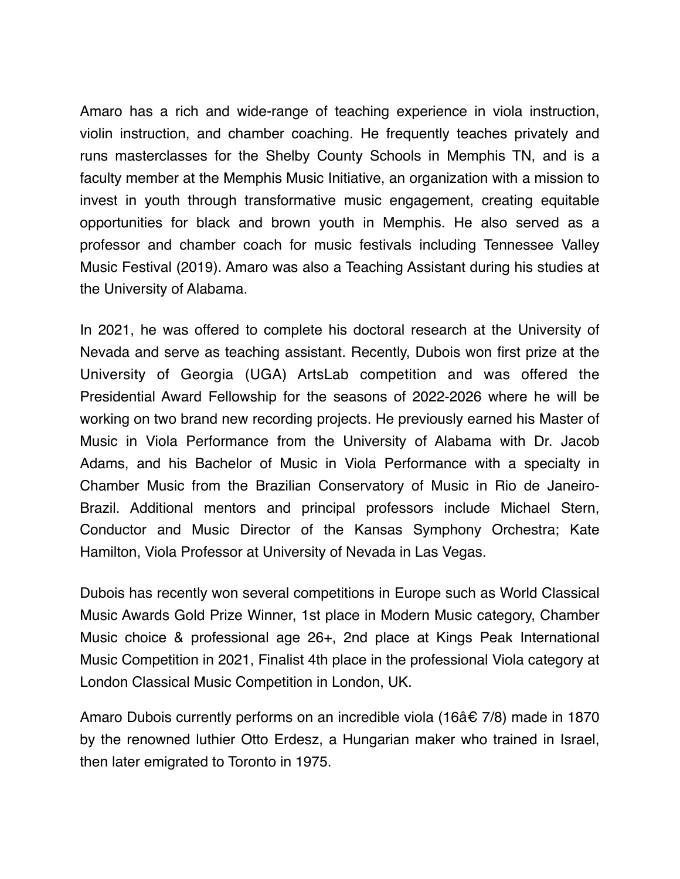Amaro has a rich and wide-range of teaching experience in viola instruction, violin instruction, and chamber coaching. He frequently teaches privately and runs masterclasses for the Shelby County Schools in Memphis TN, and is a faculty member at the Memphis Music Initiative, an organization with a mission to invest in youth through transformative music engagement, creating equitable opportunities for black and brown youth in Memphis. He also served as a professor and chamber coach for music festivals including Tennessee Valley Music Festival (2019). Amaro was also a Teaching Assistant during his studies at the University of Alabama.

In 2021, he was offered to complete his doctoral research at the University of Nevada and serve as teaching assistant. Recently, Dubois won first prize at the University of Georgia (UGA) ArtsLab competition and was offered the Presidential Award Fellowship for the seasons of 2022-2026 where he will be working on two brand new recording projects. He previously earned his Master of Music in Viola Performance from the University of Alabama with Dr. Jacob Adams, and his Bachelor of Music in Viola Performance with a specialty in Chamber Music from the Brazilian Conservatory of Music in Rio de Janeiro-Brazil. Additional mentors and principal professors include Michael Stern, Conductor and Music Director of the Kansas Symphony Orchestra; Kate Hamilton, Viola Professor at University of Nevada in Las Vegas.

Dubois has recently won several competitions in Europe such as World Classical Music Awards Gold Prize Winner, 1st place in Modern Music category, Chamber Music choice & professional age 26+, 2nd place at Kings Peak International Music Competition in 2021, Finalist 4th place in the professional Viola category at London Classical Music Competition in London, UK.

Amaro Dubois currently performs on an incredible viola (16â€ 7/8) made in 1870 by the renowned luthier Otto Erdesz, a Hungarian maker who trained in Israel, then later emigrated to Toronto in 1975.